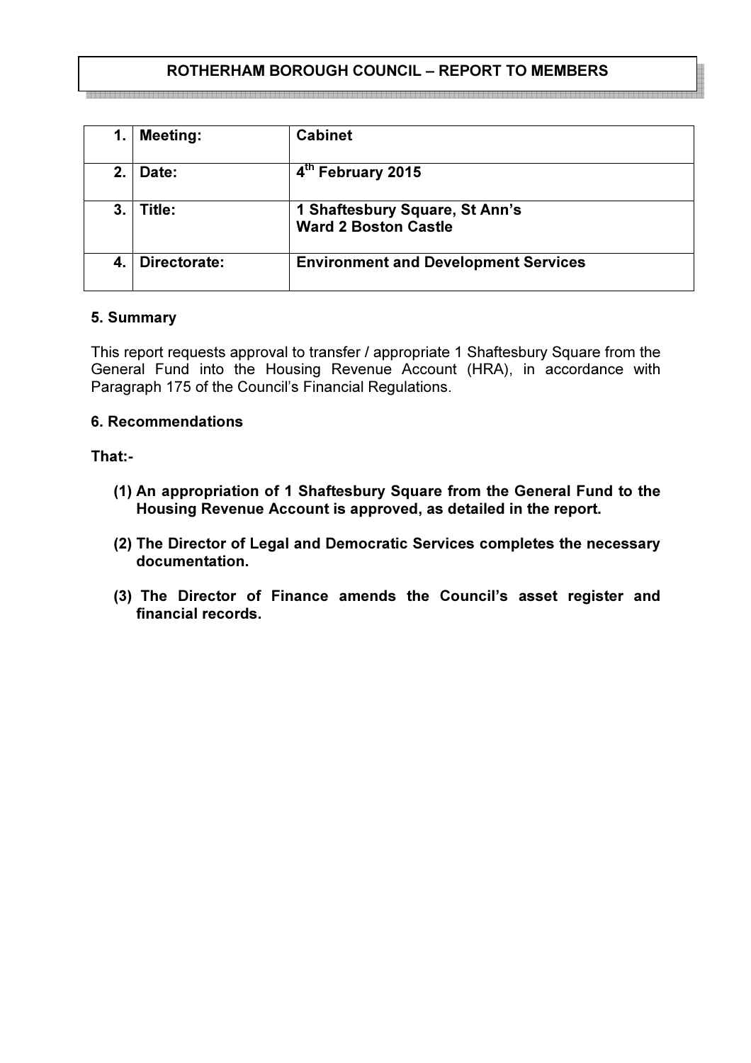# ROTHERHAM BOROUGH COUNCIL – REPORT TO MEMBERS

| | | |
|---|---|---|
| 1. | **Meeting:** | **Cabinet** |
| 2. | **Date:** | **4th February 2015** |
| 3. | **Title:** | **1 Shaftesbury Square, St Ann's**<br>**Ward 2 Boston Castle** |
| 4. | **Directorate:** | **Environment and Development Services** |

## 5. Summary

This report requests approval to transfer / appropriate 1 Shaftesbury Square from the General Fund into the Housing Revenue Account (HRA), in accordance with Paragraph 175 of the Council's Financial Regulations.

## 6. Recommendations

**That:-**

**(1) An appropriation of 1 Shaftesbury Square from the General Fund to the Housing Revenue Account is approved, as detailed in the report.**

**(2) The Director of Legal and Democratic Services completes the necessary documentation.**

**(3) The Director of Finance amends the Council's asset register and financial records.**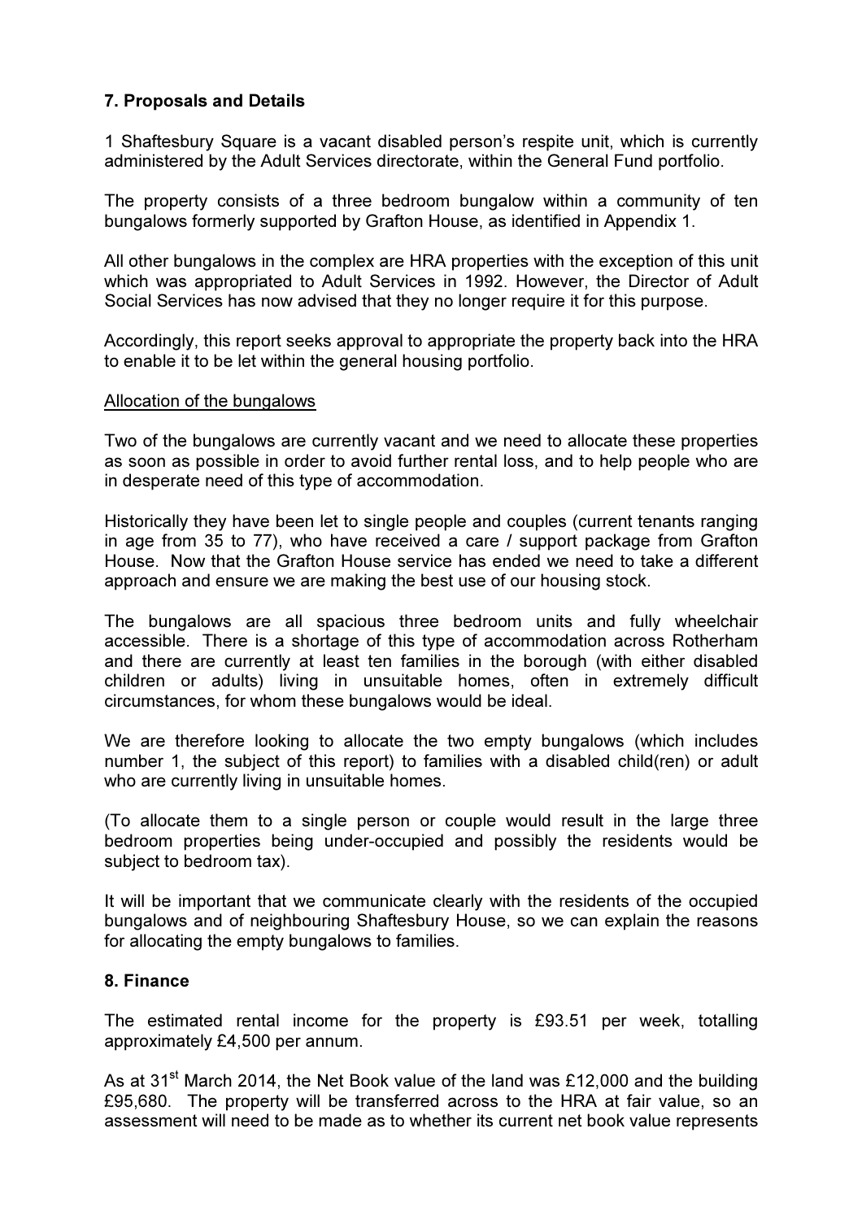## 7. Proposals and Details

1 Shaftesbury Square is a vacant disabled person's respite unit, which is currently administered by the Adult Services directorate, within the General Fund portfolio.

The property consists of a three bedroom bungalow within a community of ten bungalows formerly supported by Grafton House, as identified in Appendix 1.

All other bungalows in the complex are HRA properties with the exception of this unit which was appropriated to Adult Services in 1992. However, the Director of Adult Social Services has now advised that they no longer require it for this purpose.

Accordingly, this report seeks approval to appropriate the property back into the HRA to enable it to be let within the general housing portfolio.

<u>Allocation of the bungalows</u>

Two of the bungalows are currently vacant and we need to allocate these properties as soon as possible in order to avoid further rental loss, and to help people who are in desperate need of this type of accommodation.

Historically they have been let to single people and couples (current tenants ranging in age from 35 to 77), who have received a care / support package from Grafton House. Now that the Grafton House service has ended we need to take a different approach and ensure we are making the best use of our housing stock.

The bungalows are all spacious three bedroom units and fully wheelchair accessible. There is a shortage of this type of accommodation across Rotherham and there are currently at least ten families in the borough (with either disabled children or adults) living in unsuitable homes, often in extremely difficult circumstances, for whom these bungalows would be ideal.

We are therefore looking to allocate the two empty bungalows (which includes number 1, the subject of this report) to families with a disabled child(ren) or adult who are currently living in unsuitable homes.

(To allocate them to a single person or couple would result in the large three bedroom properties being under-occupied and possibly the residents would be subject to bedroom tax).

It will be important that we communicate clearly with the residents of the occupied bungalows and of neighbouring Shaftesbury House, so we can explain the reasons for allocating the empty bungalows to families.

## 8. Finance

The estimated rental income for the property is £93.51 per week, totalling approximately £4,500 per annum.

As at 31st March 2014, the Net Book value of the land was £12,000 and the building £95,680. The property will be transferred across to the HRA at fair value, so an assessment will need to be made as to whether its current net book value represents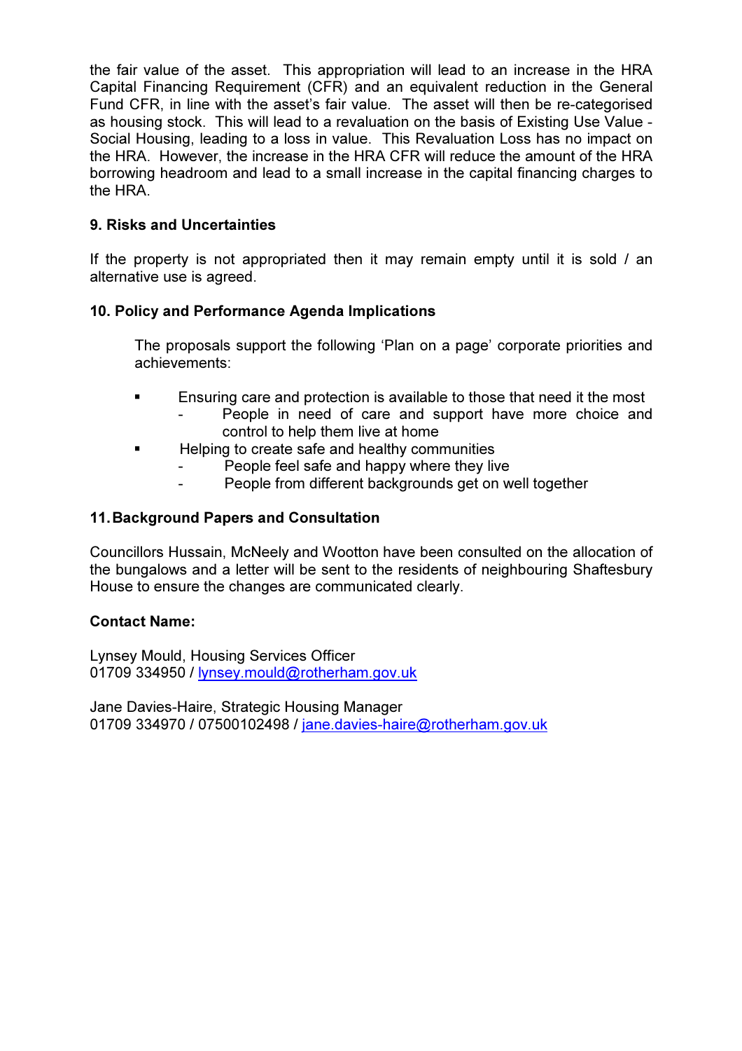the fair value of the asset. This appropriation will lead to an increase in the HRA Capital Financing Requirement (CFR) and an equivalent reduction in the General Fund CFR, in line with the asset's fair value. The asset will then be re-categorised as housing stock. This will lead to a revaluation on the basis of Existing Use Value - Social Housing, leading to a loss in value. This Revaluation Loss has no impact on the HRA. However, the increase in the HRA CFR will reduce the amount of the HRA borrowing headroom and lead to a small increase in the capital financing charges to the HRA.

**9. Risks and Uncertainties**

If the property is not appropriated then it may remain empty until it is sold / an alternative use is agreed.

**10. Policy and Performance Agenda Implications**

The proposals support the following 'Plan on a page' corporate priorities and achievements:

- Ensuring care and protection is available to those that need it the most
  - People in need of care and support have more choice and control to help them live at home
- Helping to create safe and healthy communities
  - People feel safe and happy where they live
  - People from different backgrounds get on well together

**11. Background Papers and Consultation**

Councillors Hussain, McNeely and Wootton have been consulted on the allocation of the bungalows and a letter will be sent to the residents of neighbouring Shaftesbury House to ensure the changes are communicated clearly.

**Contact Name:**

Lynsey Mould, Housing Services Officer
01709 334950 / lynsey.mould@rotherham.gov.uk

Jane Davies-Haire, Strategic Housing Manager
01709 334970 / 07500102498 / jane.davies-haire@rotherham.gov.uk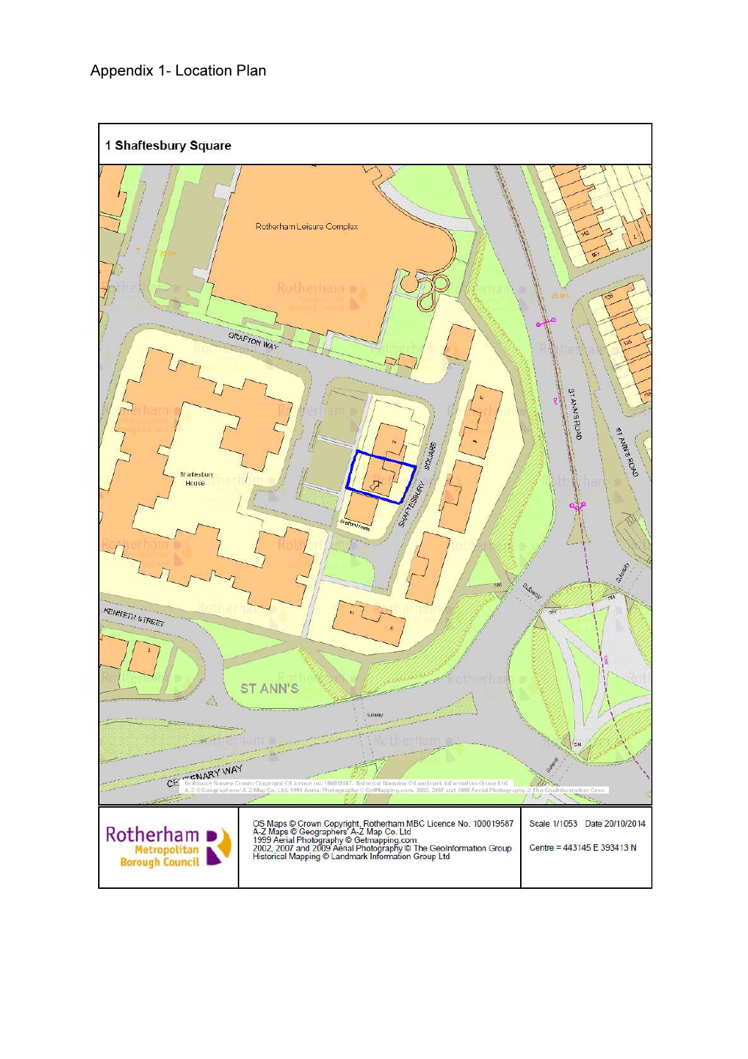Appendix 1- Location Plan

**1 Shaftesbury Square**

Rotherham Leisure Complex

GRAFTON WAY

Shaftesbury House

SHAFTESBURY SQUARE

Grafton House

ST ANN'S ROAD

KENNETH STREET

ST ANN'S

Subway

CENTENARY WAY

Ordnance Survey Crown Copyright ©Licence no. 100019587. Historical Mapping © Landmark Information Group Ltd. A-Z © Geographers' A-Z Map Co. Ltd. 1999 Aerial Photography © GetMapping.com. 2002, 2007 and 2009 Aerial Photography © The GeoInformation Group

Rotherham Metropolitan Borough Council

OS Maps © Crown Copyright, Rotherham MBC Licence No. 100019587
A-Z Maps © Geographers' A-Z Map Co. Ltd
1999 Aerial Photography © Getmapping.com
2002, 2007 and 2009 Aerial Photography © The GeoInformation Group
Historical Mapping © Landmark Information Group Ltd

Scale 1/1053 Date 20/10/2014

Centre = 443145 E 393413 N